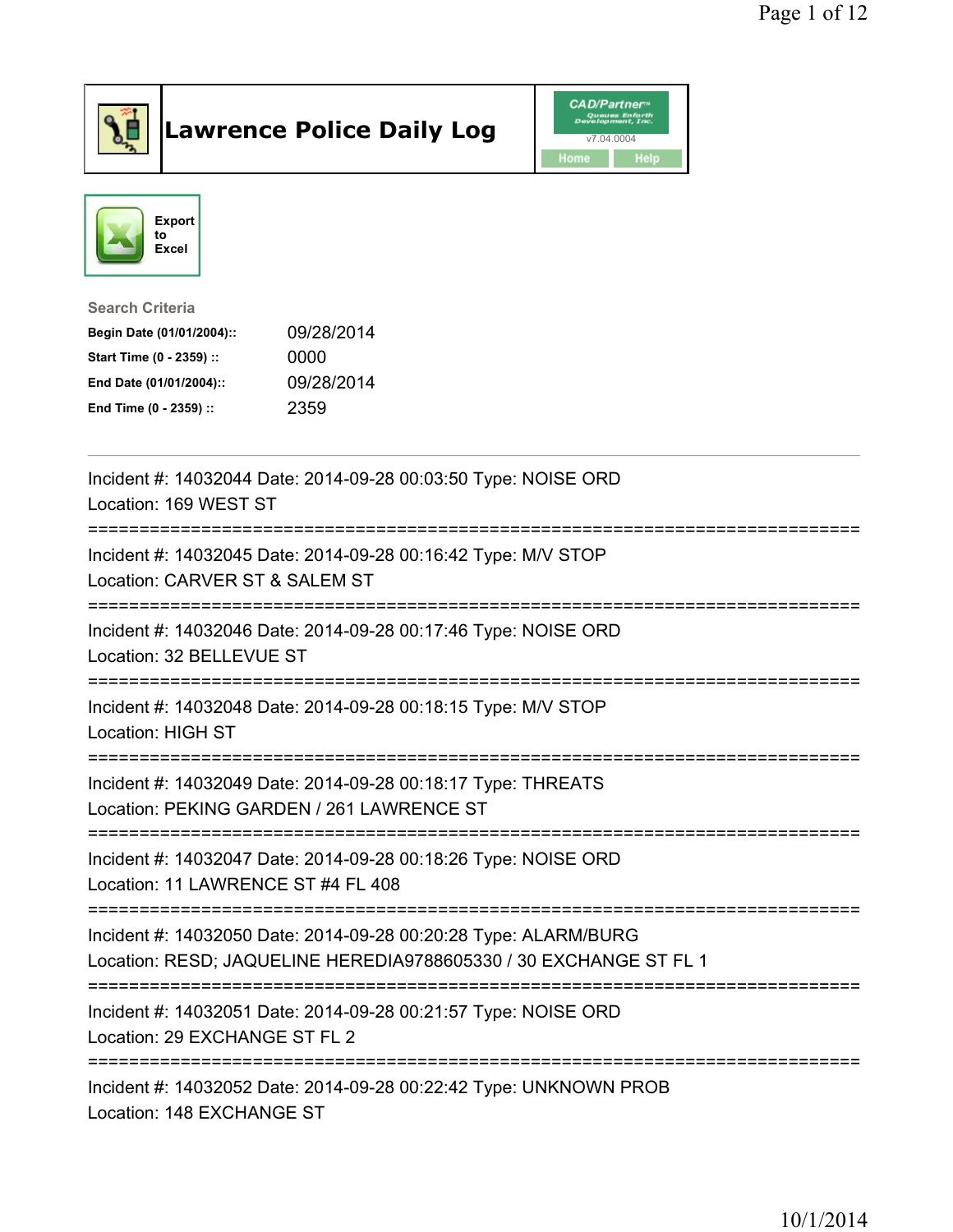# Lawrence Police Daily Log

Export to Excel

**Search Criteria**

| | |
|---|---|
| **Begin Date (01/01/2004)::** | 09/28/2014 |
| **Start Time (0 - 2359) ::** | 0000 |
| **End Date (01/01/2004)::** | 09/28/2014 |
| **End Time (0 - 2359) ::** | 2359 |

---

Incident #: 14032044 Date: 2014-09-28 00:03:50 Type: NOISE ORD
Location: 169 WEST ST

===========================================================================

Incident #: 14032045 Date: 2014-09-28 00:16:42 Type: M/V STOP
Location: CARVER ST & SALEM ST

===========================================================================

Incident #: 14032046 Date: 2014-09-28 00:17:46 Type: NOISE ORD
Location: 32 BELLEVUE ST

===========================================================================

Incident #: 14032048 Date: 2014-09-28 00:18:15 Type: M/V STOP
Location: HIGH ST

===========================================================================

Incident #: 14032049 Date: 2014-09-28 00:18:17 Type: THREATS
Location: PEKING GARDEN / 261 LAWRENCE ST

===========================================================================

Incident #: 14032047 Date: 2014-09-28 00:18:26 Type: NOISE ORD
Location: 11 LAWRENCE ST #4 FL 408

===========================================================================

Incident #: 14032050 Date: 2014-09-28 00:20:28 Type: ALARM/BURG
Location: RESD; JAQUELINE HEREDIA9788605330 / 30 EXCHANGE ST FL 1

===========================================================================

Incident #: 14032051 Date: 2014-09-28 00:21:57 Type: NOISE ORD
Location: 29 EXCHANGE ST FL 2

===========================================================================

Incident #: 14032052 Date: 2014-09-28 00:22:42 Type: UNKNOWN PROB
Location: 148 EXCHANGE ST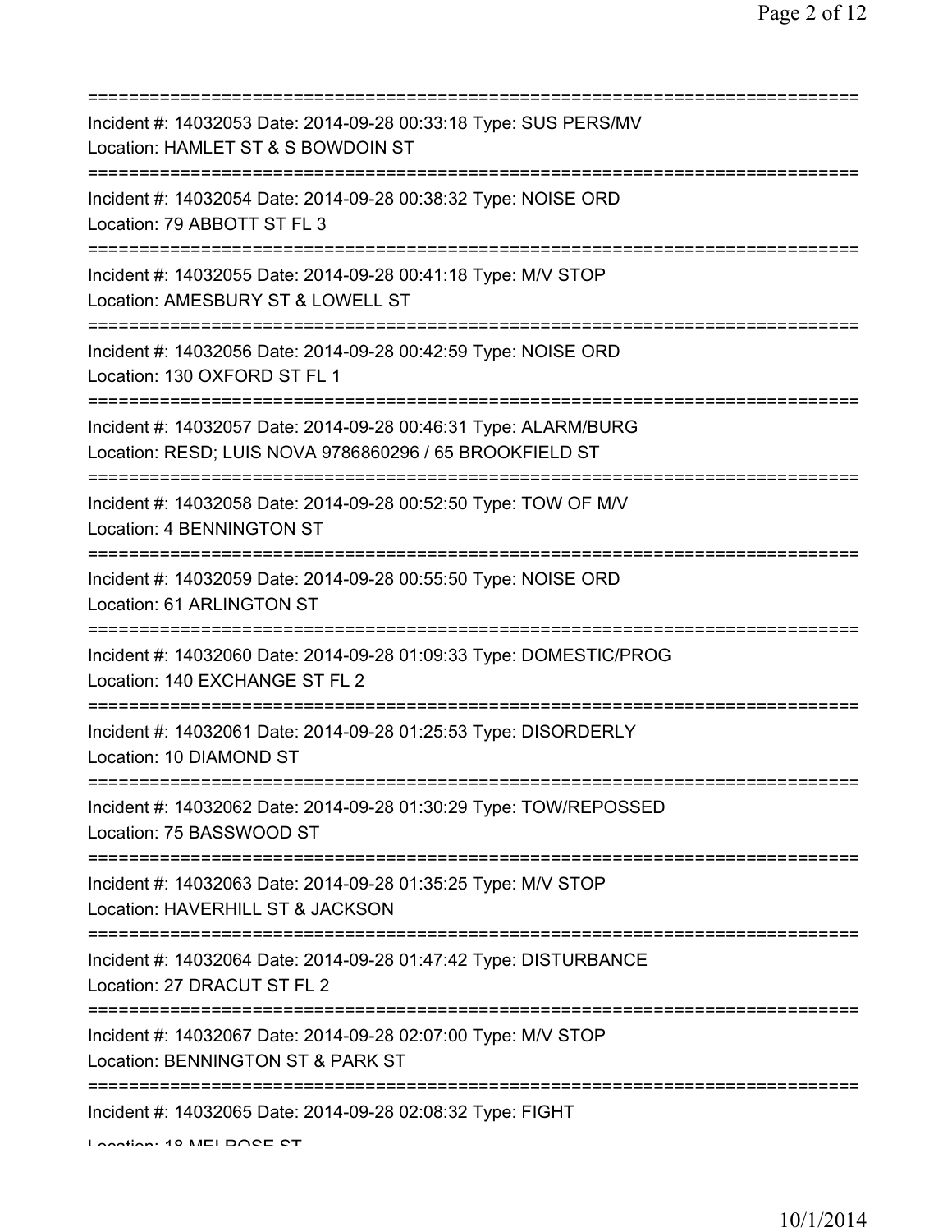===========================================================================

Incident #: 14032053 Date: 2014-09-28 00:33:18 Type: SUS PERS/MV
Location: HAMLET ST & S BOWDOIN ST

===========================================================================

Incident #: 14032054 Date: 2014-09-28 00:38:32 Type: NOISE ORD
Location: 79 ABBOTT ST FL 3

===========================================================================

Incident #: 14032055 Date: 2014-09-28 00:41:18 Type: M/V STOP
Location: AMESBURY ST & LOWELL ST

===========================================================================

Incident #: 14032056 Date: 2014-09-28 00:42:59 Type: NOISE ORD
Location: 130 OXFORD ST FL 1

===========================================================================

Incident #: 14032057 Date: 2014-09-28 00:46:31 Type: ALARM/BURG
Location: RESD; LUIS NOVA 9786860296 / 65 BROOKFIELD ST

===========================================================================

Incident #: 14032058 Date: 2014-09-28 00:52:50 Type: TOW OF M/V
Location: 4 BENNINGTON ST

===========================================================================

Incident #: 14032059 Date: 2014-09-28 00:55:50 Type: NOISE ORD
Location: 61 ARLINGTON ST

===========================================================================

Incident #: 14032060 Date: 2014-09-28 01:09:33 Type: DOMESTIC/PROG
Location: 140 EXCHANGE ST FL 2

===========================================================================

Incident #: 14032061 Date: 2014-09-28 01:25:53 Type: DISORDERLY
Location: 10 DIAMOND ST

===========================================================================

Incident #: 14032062 Date: 2014-09-28 01:30:29 Type: TOW/REPOSSED
Location: 75 BASSWOOD ST

===========================================================================

Incident #: 14032063 Date: 2014-09-28 01:35:25 Type: M/V STOP
Location: HAVERHILL ST & JACKSON

===========================================================================

Incident #: 14032064 Date: 2014-09-28 01:47:42 Type: DISTURBANCE
Location: 27 DRACUT ST FL 2

===========================================================================

Incident #: 14032067 Date: 2014-09-28 02:07:00 Type: M/V STOP
Location: BENNINGTON ST & PARK ST

===========================================================================

Incident #: 14032065 Date: 2014-09-28 02:08:32 Type: FIGHT
Location: 18 MELROSE ST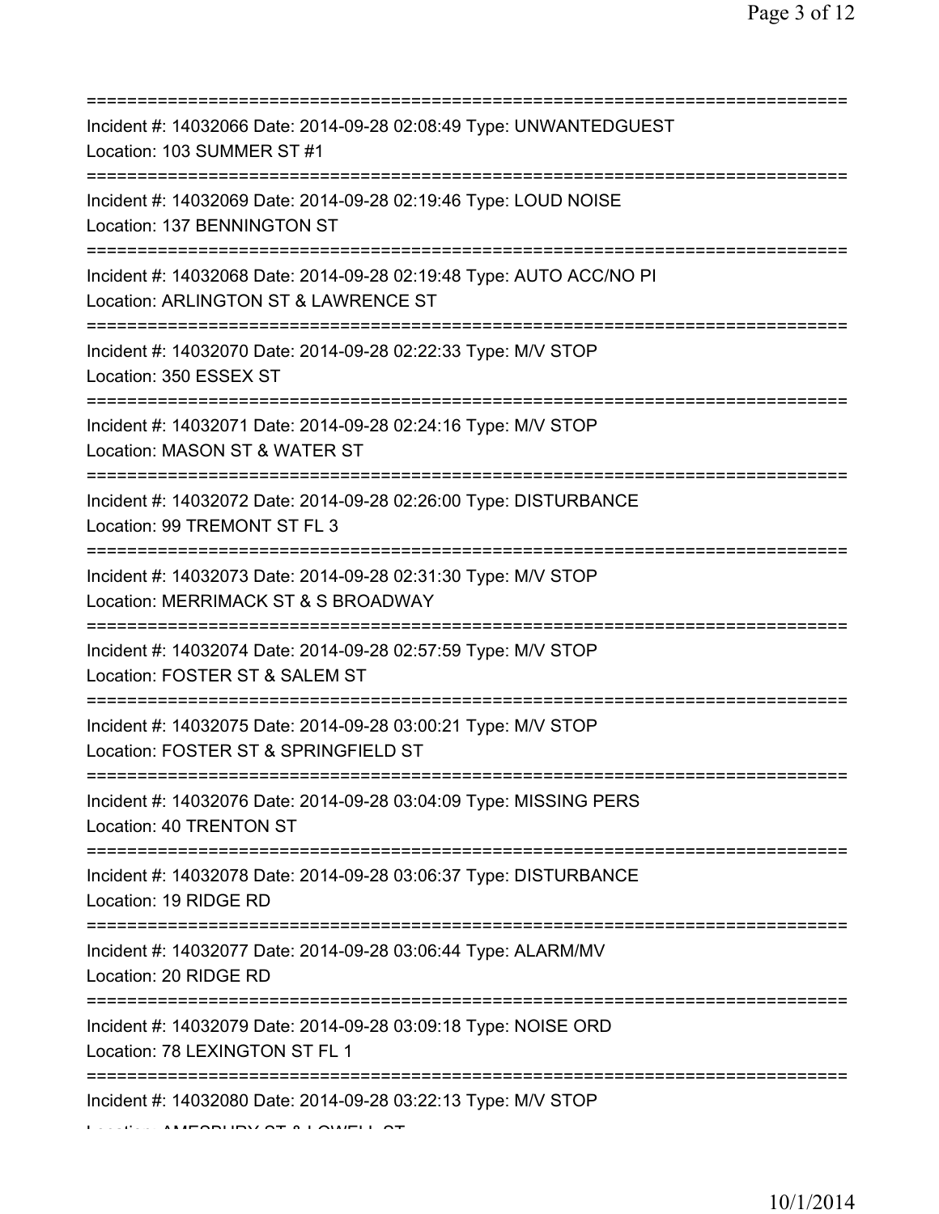===========================================================================

Incident #: 14032066 Date: 2014-09-28 02:08:49 Type: UNWANTEDGUEST
Location: 103 SUMMER ST #1

===========================================================================

Incident #: 14032069 Date: 2014-09-28 02:19:46 Type: LOUD NOISE
Location: 137 BENNINGTON ST

===========================================================================

Incident #: 14032068 Date: 2014-09-28 02:19:48 Type: AUTO ACC/NO PI
Location: ARLINGTON ST & LAWRENCE ST

===========================================================================

Incident #: 14032070 Date: 2014-09-28 02:22:33 Type: M/V STOP
Location: 350 ESSEX ST

===========================================================================

Incident #: 14032071 Date: 2014-09-28 02:24:16 Type: M/V STOP
Location: MASON ST & WATER ST

===========================================================================

Incident #: 14032072 Date: 2014-09-28 02:26:00 Type: DISTURBANCE
Location: 99 TREMONT ST FL 3

===========================================================================

Incident #: 14032073 Date: 2014-09-28 02:31:30 Type: M/V STOP
Location: MERRIMACK ST & S BROADWAY

===========================================================================

Incident #: 14032074 Date: 2014-09-28 02:57:59 Type: M/V STOP
Location: FOSTER ST & SALEM ST

===========================================================================

Incident #: 14032075 Date: 2014-09-28 03:00:21 Type: M/V STOP
Location: FOSTER ST & SPRINGFIELD ST

===========================================================================

Incident #: 14032076 Date: 2014-09-28 03:04:09 Type: MISSING PERS
Location: 40 TRENTON ST

===========================================================================

Incident #: 14032078 Date: 2014-09-28 03:06:37 Type: DISTURBANCE
Location: 19 RIDGE RD

===========================================================================

Incident #: 14032077 Date: 2014-09-28 03:06:44 Type: ALARM/MV
Location: 20 RIDGE RD

===========================================================================

Incident #: 14032079 Date: 2014-09-28 03:09:18 Type: NOISE ORD
Location: 78 LEXINGTON ST FL 1

===========================================================================

Incident #: 14032080 Date: 2014-09-28 03:22:13 Type: M/V STOP
Location: AMESBURY ST & LOWELL ST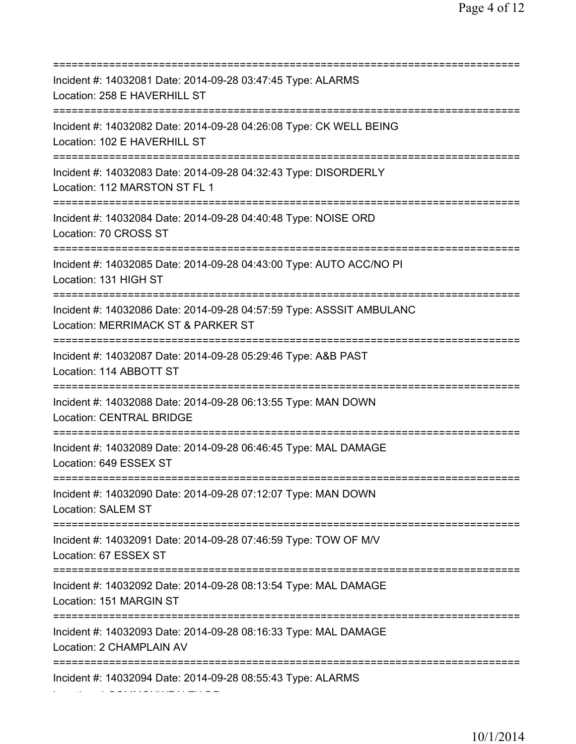==============================================================================
Incident #: 14032081 Date: 2014-09-28 03:47:45 Type: ALARMS
Location: 258 E HAVERHILL ST
==============================================================================
Incident #: 14032082 Date: 2014-09-28 04:26:08 Type: CK WELL BEING
Location: 102 E HAVERHILL ST
==============================================================================
Incident #: 14032083 Date: 2014-09-28 04:32:43 Type: DISORDERLY
Location: 112 MARSTON ST FL 1
==============================================================================
Incident #: 14032084 Date: 2014-09-28 04:40:48 Type: NOISE ORD
Location: 70 CROSS ST
==============================================================================
Incident #: 14032085 Date: 2014-09-28 04:43:00 Type: AUTO ACC/NO PI
Location: 131 HIGH ST
==============================================================================
Incident #: 14032086 Date: 2014-09-28 04:57:59 Type: ASSSIT AMBULANC
Location: MERRIMACK ST & PARKER ST
==============================================================================
Incident #: 14032087 Date: 2014-09-28 05:29:46 Type: A&B PAST
Location: 114 ABBOTT ST
==============================================================================
Incident #: 14032088 Date: 2014-09-28 06:13:55 Type: MAN DOWN
Location: CENTRAL BRIDGE
==============================================================================
Incident #: 14032089 Date: 2014-09-28 06:46:45 Type: MAL DAMAGE
Location: 649 ESSEX ST
==============================================================================
Incident #: 14032090 Date: 2014-09-28 07:12:07 Type: MAN DOWN
Location: SALEM ST
==============================================================================
Incident #: 14032091 Date: 2014-09-28 07:46:59 Type: TOW OF M/V
Location: 67 ESSEX ST
==============================================================================
Incident #: 14032092 Date: 2014-09-28 08:13:54 Type: MAL DAMAGE
Location: 151 MARGIN ST
==============================================================================
Incident #: 14032093 Date: 2014-09-28 08:16:33 Type: MAL DAMAGE
Location: 2 CHAMPLAIN AV
==============================================================================
Incident #: 14032094 Date: 2014-09-28 08:55:43 Type: ALARMS
Location: 1 COMMONWEALTH DR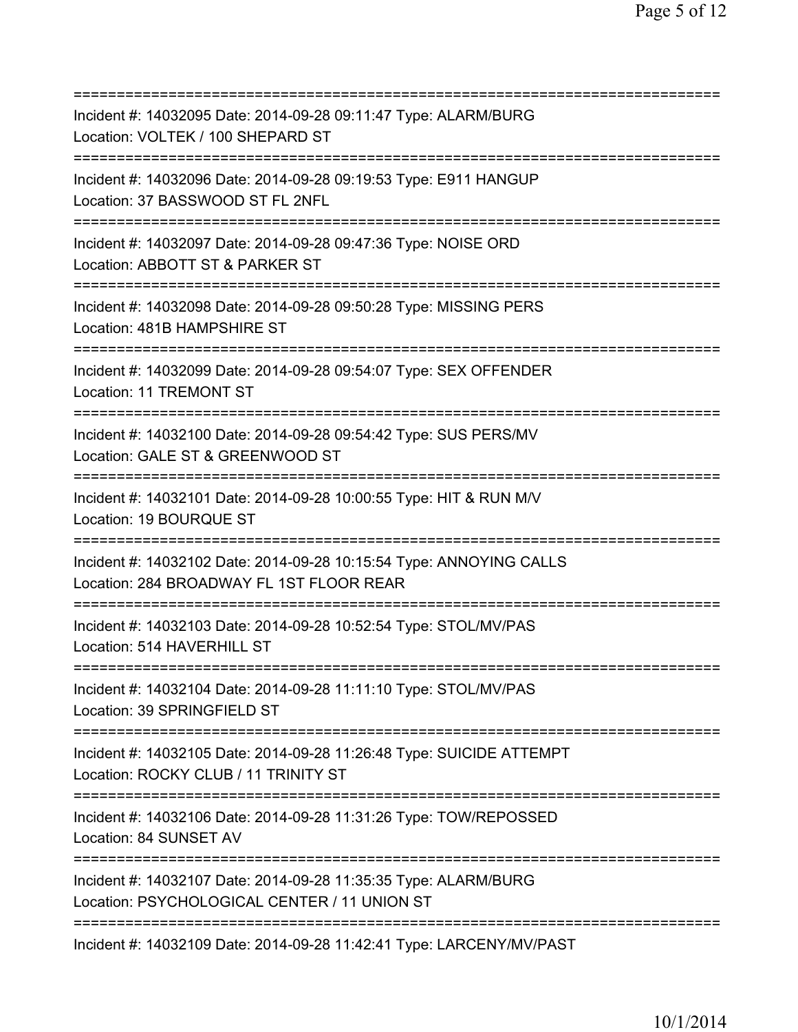===========================================================================
Incident #: 14032095 Date: 2014-09-28 09:11:47 Type: ALARM/BURG
Location: VOLTEK / 100 SHEPARD ST
===========================================================================
Incident #: 14032096 Date: 2014-09-28 09:19:53 Type: E911 HANGUP
Location: 37 BASSWOOD ST FL 2NFL
===========================================================================
Incident #: 14032097 Date: 2014-09-28 09:47:36 Type: NOISE ORD
Location: ABBOTT ST & PARKER ST
===========================================================================
Incident #: 14032098 Date: 2014-09-28 09:50:28 Type: MISSING PERS
Location: 481B HAMPSHIRE ST
===========================================================================
Incident #: 14032099 Date: 2014-09-28 09:54:07 Type: SEX OFFENDER
Location: 11 TREMONT ST
===========================================================================
Incident #: 14032100 Date: 2014-09-28 09:54:42 Type: SUS PERS/MV
Location: GALE ST & GREENWOOD ST
===========================================================================
Incident #: 14032101 Date: 2014-09-28 10:00:55 Type: HIT & RUN M/V
Location: 19 BOURQUE ST
===========================================================================
Incident #: 14032102 Date: 2014-09-28 10:15:54 Type: ANNOYING CALLS
Location: 284 BROADWAY FL 1ST FLOOR REAR
===========================================================================
Incident #: 14032103 Date: 2014-09-28 10:52:54 Type: STOL/MV/PAS
Location: 514 HAVERHILL ST
===========================================================================
Incident #: 14032104 Date: 2014-09-28 11:11:10 Type: STOL/MV/PAS
Location: 39 SPRINGFIELD ST
===========================================================================
Incident #: 14032105 Date: 2014-09-28 11:26:48 Type: SUICIDE ATTEMPT
Location: ROCKY CLUB / 11 TRINITY ST
===========================================================================
Incident #: 14032106 Date: 2014-09-28 11:31:26 Type: TOW/REPOSSED
Location: 84 SUNSET AV
===========================================================================
Incident #: 14032107 Date: 2014-09-28 11:35:35 Type: ALARM/BURG
Location: PSYCHOLOGICAL CENTER / 11 UNION ST
===========================================================================
Incident #: 14032109 Date: 2014-09-28 11:42:41 Type: LARCENY/MV/PAST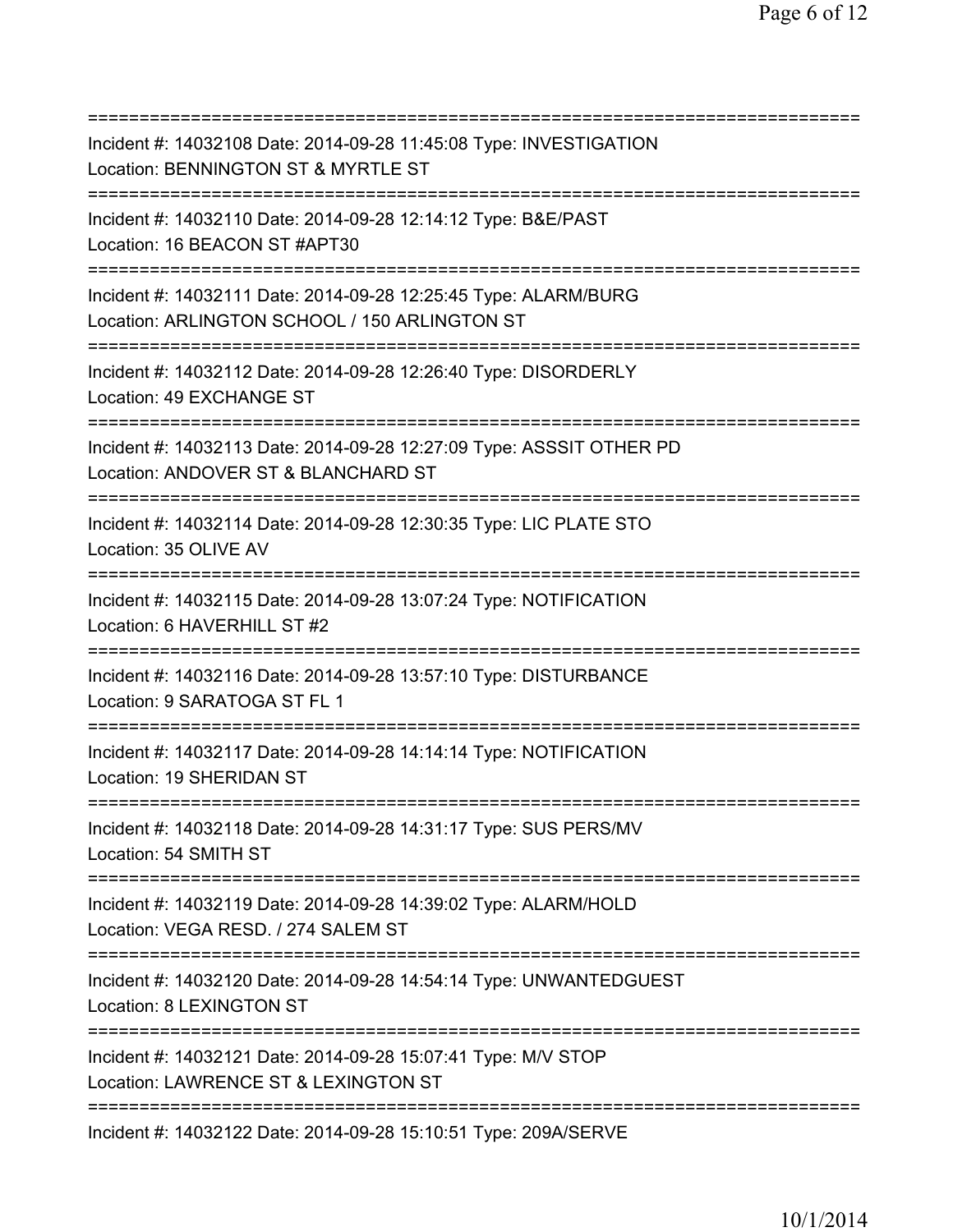===========================================================================
Incident #: 14032108 Date: 2014-09-28 11:45:08 Type: INVESTIGATION
Location: BENNINGTON ST & MYRTLE ST
===========================================================================
Incident #: 14032110 Date: 2014-09-28 12:14:12 Type: B&E/PAST
Location: 16 BEACON ST #APT30
===========================================================================
Incident #: 14032111 Date: 2014-09-28 12:25:45 Type: ALARM/BURG
Location: ARLINGTON SCHOOL / 150 ARLINGTON ST
===========================================================================
Incident #: 14032112 Date: 2014-09-28 12:26:40 Type: DISORDERLY
Location: 49 EXCHANGE ST
===========================================================================
Incident #: 14032113 Date: 2014-09-28 12:27:09 Type: ASSSIT OTHER PD
Location: ANDOVER ST & BLANCHARD ST
===========================================================================
Incident #: 14032114 Date: 2014-09-28 12:30:35 Type: LIC PLATE STO
Location: 35 OLIVE AV
===========================================================================
Incident #: 14032115 Date: 2014-09-28 13:07:24 Type: NOTIFICATION
Location: 6 HAVERHILL ST #2
===========================================================================
Incident #: 14032116 Date: 2014-09-28 13:57:10 Type: DISTURBANCE
Location: 9 SARATOGA ST FL 1
===========================================================================
Incident #: 14032117 Date: 2014-09-28 14:14:14 Type: NOTIFICATION
Location: 19 SHERIDAN ST
===========================================================================
Incident #: 14032118 Date: 2014-09-28 14:31:17 Type: SUS PERS/MV
Location: 54 SMITH ST
===========================================================================
Incident #: 14032119 Date: 2014-09-28 14:39:02 Type: ALARM/HOLD
Location: VEGA RESD. / 274 SALEM ST
===========================================================================
Incident #: 14032120 Date: 2014-09-28 14:54:14 Type: UNWANTEDGUEST
Location: 8 LEXINGTON ST
===========================================================================
Incident #: 14032121 Date: 2014-09-28 15:07:41 Type: M/V STOP
Location: LAWRENCE ST & LEXINGTON ST
===========================================================================
Incident #: 14032122 Date: 2014-09-28 15:10:51 Type: 209A/SERVE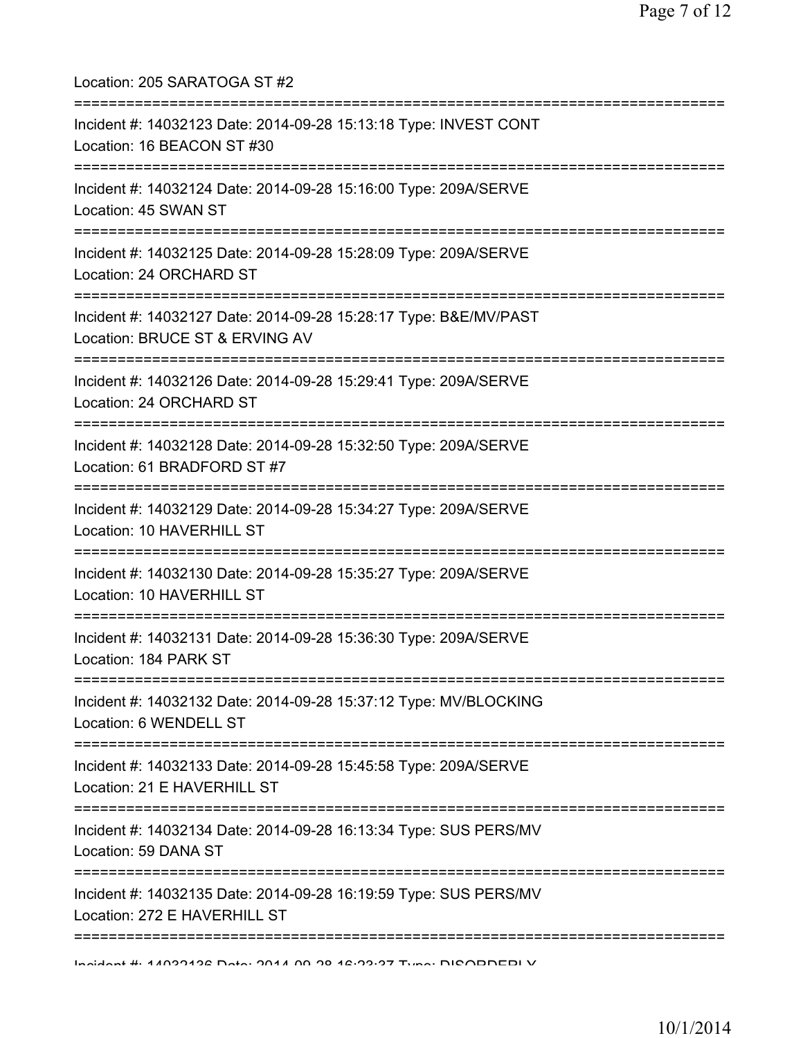Location: 205 SARATOGA ST #2

===========================================================================

Incident #: 14032123 Date: 2014-09-28 15:13:18 Type: INVEST CONT
Location: 16 BEACON ST #30

===========================================================================

Incident #: 14032124 Date: 2014-09-28 15:16:00 Type: 209A/SERVE
Location: 45 SWAN ST

===========================================================================

Incident #: 14032125 Date: 2014-09-28 15:28:09 Type: 209A/SERVE
Location: 24 ORCHARD ST

===========================================================================

Incident #: 14032127 Date: 2014-09-28 15:28:17 Type: B&E/MV/PAST
Location: BRUCE ST & ERVING AV

===========================================================================

Incident #: 14032126 Date: 2014-09-28 15:29:41 Type: 209A/SERVE
Location: 24 ORCHARD ST

===========================================================================

Incident #: 14032128 Date: 2014-09-28 15:32:50 Type: 209A/SERVE
Location: 61 BRADFORD ST #7

===========================================================================

Incident #: 14032129 Date: 2014-09-28 15:34:27 Type: 209A/SERVE
Location: 10 HAVERHILL ST

===========================================================================

Incident #: 14032130 Date: 2014-09-28 15:35:27 Type: 209A/SERVE
Location: 10 HAVERHILL ST

===========================================================================

Incident #: 14032131 Date: 2014-09-28 15:36:30 Type: 209A/SERVE
Location: 184 PARK ST

===========================================================================

Incident #: 14032132 Date: 2014-09-28 15:37:12 Type: MV/BLOCKING
Location: 6 WENDELL ST

===========================================================================

Incident #: 14032133 Date: 2014-09-28 15:45:58 Type: 209A/SERVE
Location: 21 E HAVERHILL ST

===========================================================================

Incident #: 14032134 Date: 2014-09-28 16:13:34 Type: SUS PERS/MV
Location: 59 DANA ST

===========================================================================

Incident #: 14032135 Date: 2014-09-28 16:19:59 Type: SUS PERS/MV
Location: 272 E HAVERHILL ST

===========================================================================

Incident #: 14032136 Date: 2014-09-28 16:23:37 Type: DISORDERLY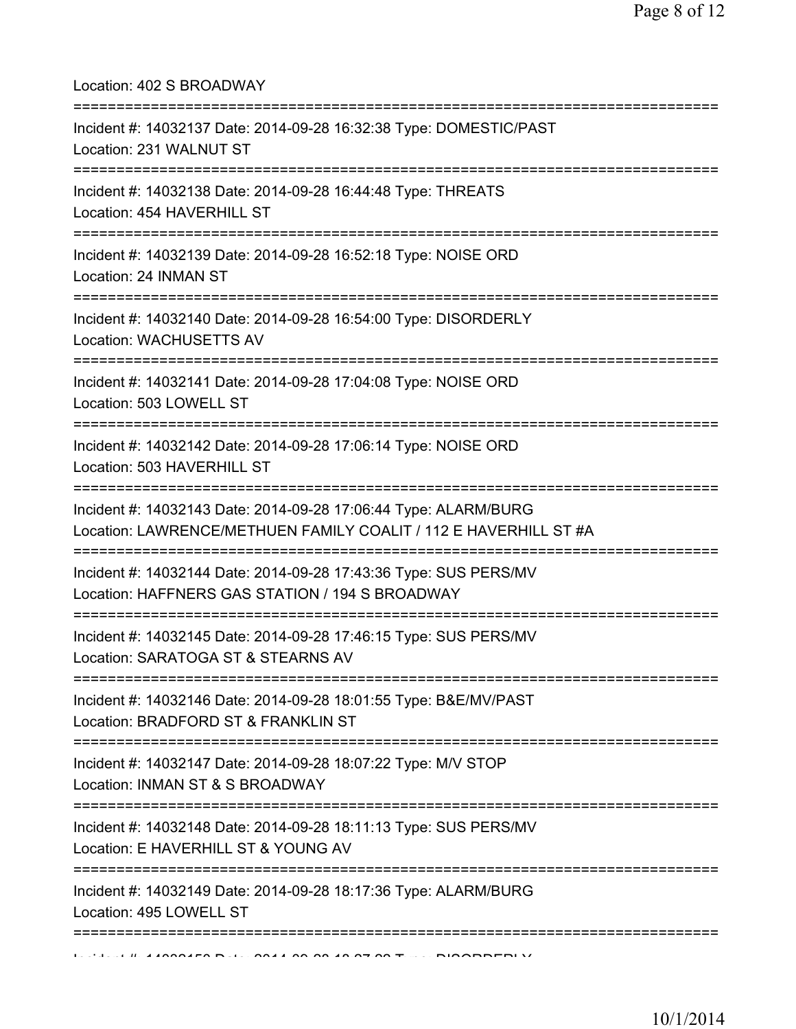Location: 402 S BROADWAY

===========================================================================

Incident #: 14032137 Date: 2014-09-28 16:32:38 Type: DOMESTIC/PAST
Location: 231 WALNUT ST

===========================================================================

Incident #: 14032138 Date: 2014-09-28 16:44:48 Type: THREATS
Location: 454 HAVERHILL ST

===========================================================================

Incident #: 14032139 Date: 2014-09-28 16:52:18 Type: NOISE ORD
Location: 24 INMAN ST

===========================================================================

Incident #: 14032140 Date: 2014-09-28 16:54:00 Type: DISORDERLY
Location: WACHUSETTS AV

===========================================================================

Incident #: 14032141 Date: 2014-09-28 17:04:08 Type: NOISE ORD
Location: 503 LOWELL ST

===========================================================================

Incident #: 14032142 Date: 2014-09-28 17:06:14 Type: NOISE ORD
Location: 503 HAVERHILL ST

===========================================================================

Incident #: 14032143 Date: 2014-09-28 17:06:44 Type: ALARM/BURG
Location: LAWRENCE/METHUEN FAMILY COALIT / 112 E HAVERHILL ST #A

===========================================================================

Incident #: 14032144 Date: 2014-09-28 17:43:36 Type: SUS PERS/MV
Location: HAFFNERS GAS STATION / 194 S BROADWAY

===========================================================================

Incident #: 14032145 Date: 2014-09-28 17:46:15 Type: SUS PERS/MV
Location: SARATOGA ST & STEARNS AV

===========================================================================

Incident #: 14032146 Date: 2014-09-28 18:01:55 Type: B&E/MV/PAST
Location: BRADFORD ST & FRANKLIN ST

===========================================================================

Incident #: 14032147 Date: 2014-09-28 18:07:22 Type: M/V STOP
Location: INMAN ST & S BROADWAY

===========================================================================

Incident #: 14032148 Date: 2014-09-28 18:11:13 Type: SUS PERS/MV
Location: E HAVERHILL ST & YOUNG AV

===========================================================================

Incident #: 14032149 Date: 2014-09-28 18:17:36 Type: ALARM/BURG
Location: 495 LOWELL ST

===========================================================================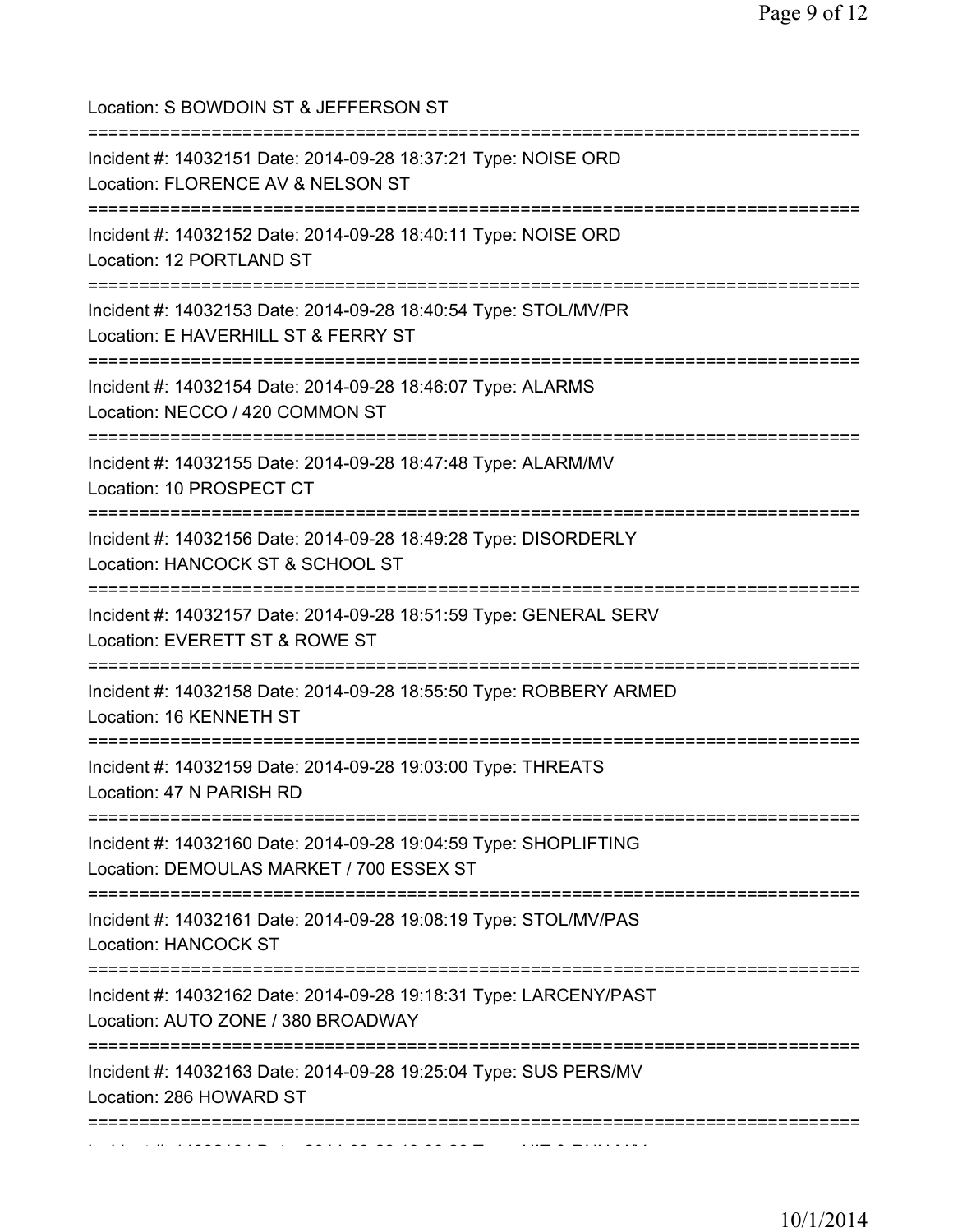Location: S BOWDOIN ST & JEFFERSON ST

===========================================================================

Incident #: 14032151 Date: 2014-09-28 18:37:21 Type: NOISE ORD
Location: FLORENCE AV & NELSON ST

===========================================================================

Incident #: 14032152 Date: 2014-09-28 18:40:11 Type: NOISE ORD
Location: 12 PORTLAND ST

===========================================================================

Incident #: 14032153 Date: 2014-09-28 18:40:54 Type: STOL/MV/PR
Location: E HAVERHILL ST & FERRY ST

===========================================================================

Incident #: 14032154 Date: 2014-09-28 18:46:07 Type: ALARMS
Location: NECCO / 420 COMMON ST

===========================================================================

Incident #: 14032155 Date: 2014-09-28 18:47:48 Type: ALARM/MV
Location: 10 PROSPECT CT

===========================================================================

Incident #: 14032156 Date: 2014-09-28 18:49:28 Type: DISORDERLY
Location: HANCOCK ST & SCHOOL ST

===========================================================================

Incident #: 14032157 Date: 2014-09-28 18:51:59 Type: GENERAL SERV
Location: EVERETT ST & ROWE ST

===========================================================================

Incident #: 14032158 Date: 2014-09-28 18:55:50 Type: ROBBERY ARMED
Location: 16 KENNETH ST

===========================================================================

Incident #: 14032159 Date: 2014-09-28 19:03:00 Type: THREATS
Location: 47 N PARISH RD

===========================================================================

Incident #: 14032160 Date: 2014-09-28 19:04:59 Type: SHOPLIFTING
Location: DEMOULAS MARKET / 700 ESSEX ST

===========================================================================

Incident #: 14032161 Date: 2014-09-28 19:08:19 Type: STOL/MV/PAS
Location: HANCOCK ST

===========================================================================

Incident #: 14032162 Date: 2014-09-28 19:18:31 Type: LARCENY/PAST
Location: AUTO ZONE / 380 BROADWAY

===========================================================================

Incident #: 14032163 Date: 2014-09-28 19:25:04 Type: SUS PERS/MV
Location: 286 HOWARD ST

===========================================================================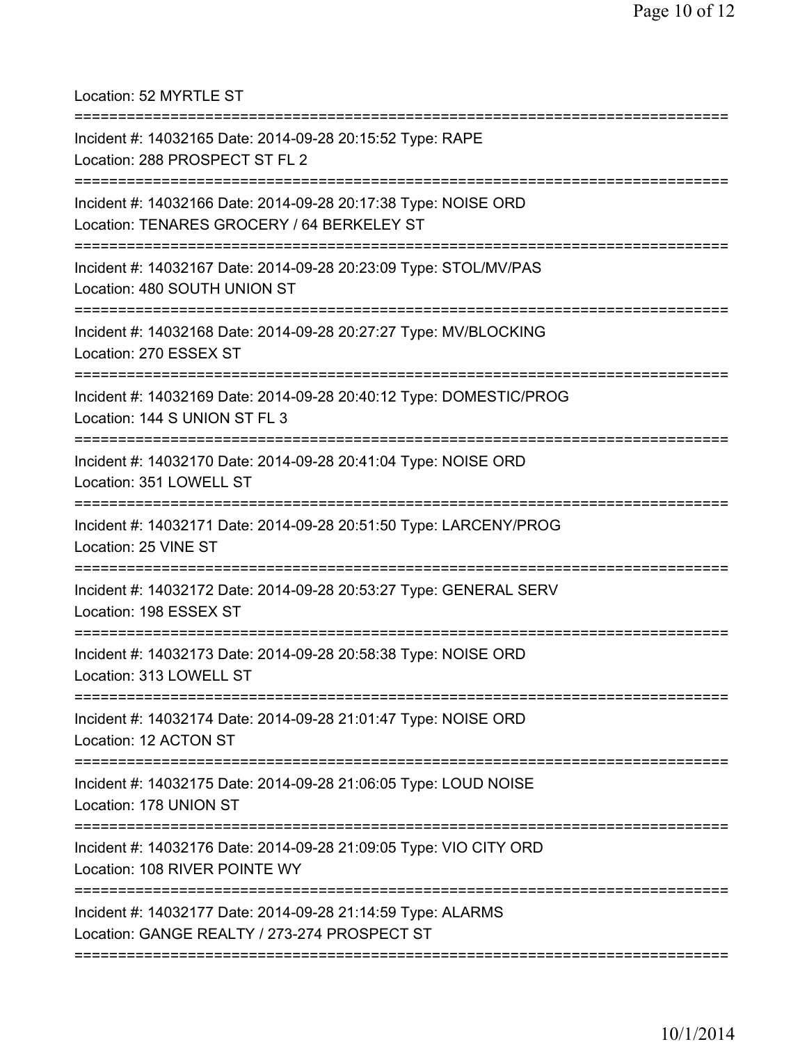Location: 52 MYRTLE ST

===========================================================================

Incident #: 14032165 Date: 2014-09-28 20:15:52 Type: RAPE
Location: 288 PROSPECT ST FL 2

===========================================================================

Incident #: 14032166 Date: 2014-09-28 20:17:38 Type: NOISE ORD
Location: TENARES GROCERY / 64 BERKELEY ST

===========================================================================

Incident #: 14032167 Date: 2014-09-28 20:23:09 Type: STOL/MV/PAS
Location: 480 SOUTH UNION ST

===========================================================================

Incident #: 14032168 Date: 2014-09-28 20:27:27 Type: MV/BLOCKING
Location: 270 ESSEX ST

===========================================================================

Incident #: 14032169 Date: 2014-09-28 20:40:12 Type: DOMESTIC/PROG
Location: 144 S UNION ST FL 3

===========================================================================

Incident #: 14032170 Date: 2014-09-28 20:41:04 Type: NOISE ORD
Location: 351 LOWELL ST

===========================================================================

Incident #: 14032171 Date: 2014-09-28 20:51:50 Type: LARCENY/PROG
Location: 25 VINE ST

===========================================================================

Incident #: 14032172 Date: 2014-09-28 20:53:27 Type: GENERAL SERV
Location: 198 ESSEX ST

===========================================================================

Incident #: 14032173 Date: 2014-09-28 20:58:38 Type: NOISE ORD
Location: 313 LOWELL ST

===========================================================================

Incident #: 14032174 Date: 2014-09-28 21:01:47 Type: NOISE ORD
Location: 12 ACTON ST

===========================================================================

Incident #: 14032175 Date: 2014-09-28 21:06:05 Type: LOUD NOISE
Location: 178 UNION ST

===========================================================================

Incident #: 14032176 Date: 2014-09-28 21:09:05 Type: VIO CITY ORD
Location: 108 RIVER POINTE WY

===========================================================================

Incident #: 14032177 Date: 2014-09-28 21:14:59 Type: ALARMS
Location: GANGE REALTY / 273-274 PROSPECT ST

===========================================================================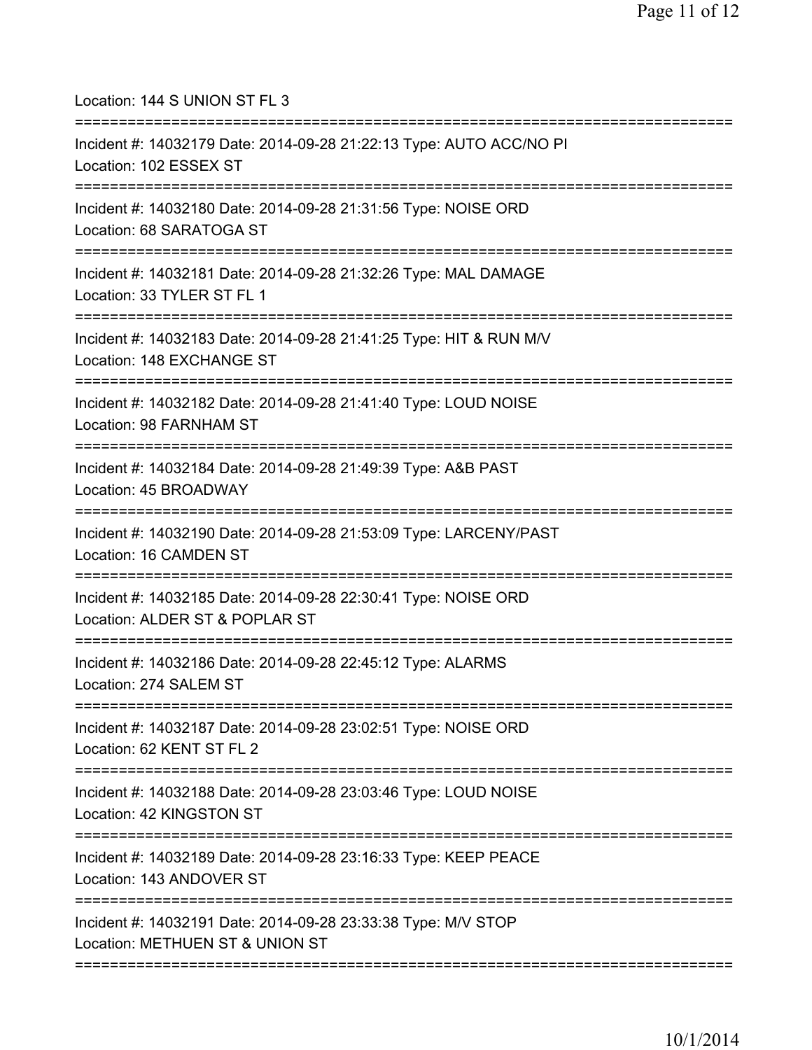Location: 144 S UNION ST FL 3

===========================================================================

Incident #: 14032179 Date: 2014-09-28 21:22:13 Type: AUTO ACC/NO PI
Location: 102 ESSEX ST

===========================================================================

Incident #: 14032180 Date: 2014-09-28 21:31:56 Type: NOISE ORD
Location: 68 SARATOGA ST

===========================================================================

Incident #: 14032181 Date: 2014-09-28 21:32:26 Type: MAL DAMAGE
Location: 33 TYLER ST FL 1

===========================================================================

Incident #: 14032183 Date: 2014-09-28 21:41:25 Type: HIT & RUN M/V
Location: 148 EXCHANGE ST

===========================================================================

Incident #: 14032182 Date: 2014-09-28 21:41:40 Type: LOUD NOISE
Location: 98 FARNHAM ST

===========================================================================

Incident #: 14032184 Date: 2014-09-28 21:49:39 Type: A&B PAST
Location: 45 BROADWAY

===========================================================================

Incident #: 14032190 Date: 2014-09-28 21:53:09 Type: LARCENY/PAST
Location: 16 CAMDEN ST

===========================================================================

Incident #: 14032185 Date: 2014-09-28 22:30:41 Type: NOISE ORD
Location: ALDER ST & POPLAR ST

===========================================================================

Incident #: 14032186 Date: 2014-09-28 22:45:12 Type: ALARMS
Location: 274 SALEM ST

===========================================================================

Incident #: 14032187 Date: 2014-09-28 23:02:51 Type: NOISE ORD
Location: 62 KENT ST FL 2

===========================================================================

Incident #: 14032188 Date: 2014-09-28 23:03:46 Type: LOUD NOISE
Location: 42 KINGSTON ST

===========================================================================

Incident #: 14032189 Date: 2014-09-28 23:16:33 Type: KEEP PEACE
Location: 143 ANDOVER ST

===========================================================================

Incident #: 14032191 Date: 2014-09-28 23:33:38 Type: M/V STOP
Location: METHUEN ST & UNION ST

===========================================================================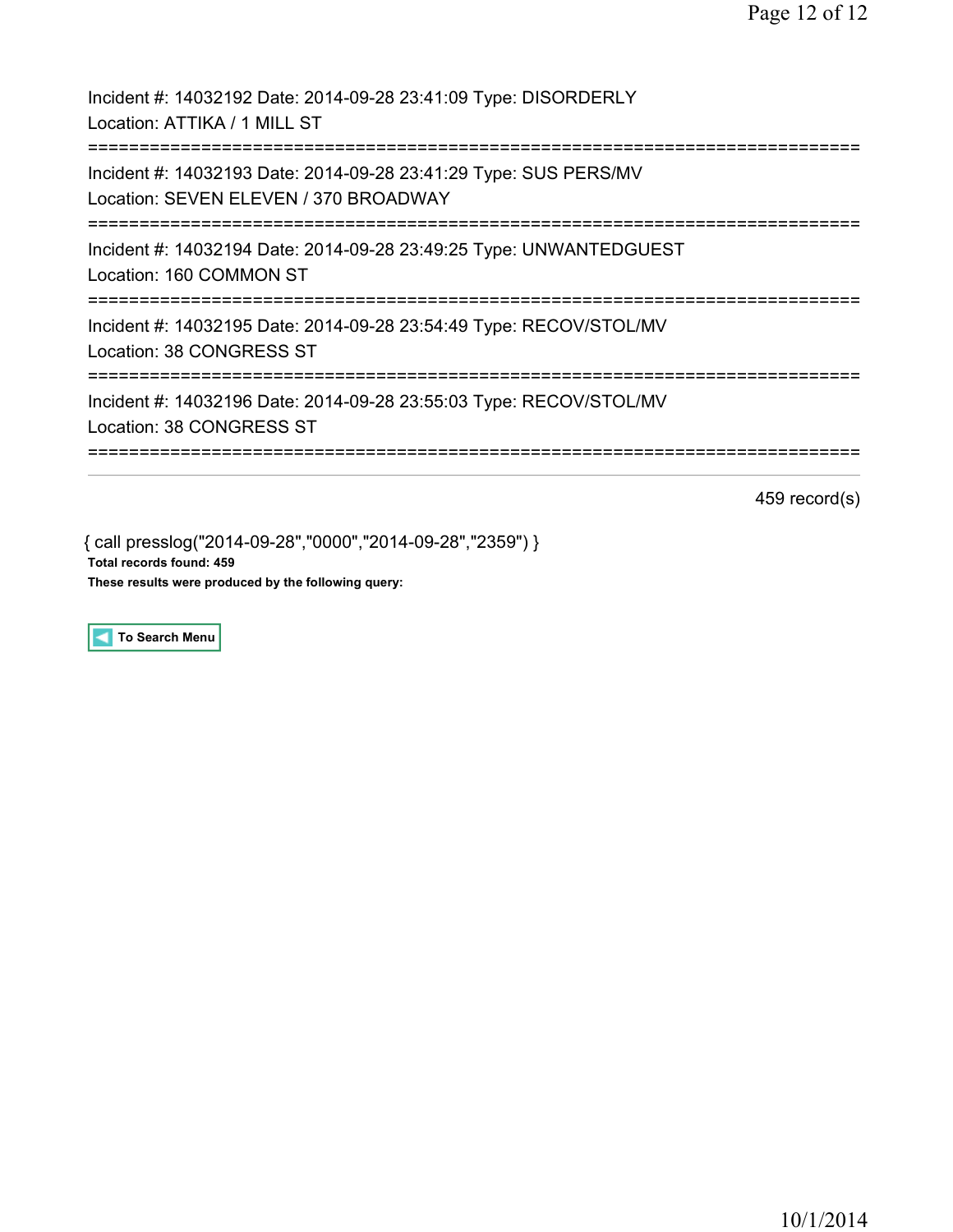Incident #: 14032192 Date: 2014-09-28 23:41:09 Type: DISORDERLY
Location: ATTIKA / 1 MILL ST

===========================================================================

Incident #: 14032193 Date: 2014-09-28 23:41:29 Type: SUS PERS/MV
Location: SEVEN ELEVEN / 370 BROADWAY

===========================================================================

Incident #: 14032194 Date: 2014-09-28 23:49:25 Type: UNWANTEDGUEST
Location: 160 COMMON ST

===========================================================================

Incident #: 14032195 Date: 2014-09-28 23:54:49 Type: RECOV/STOL/MV
Location: 38 CONGRESS ST

===========================================================================

Incident #: 14032196 Date: 2014-09-28 23:55:03 Type: RECOV/STOL/MV
Location: 38 CONGRESS ST

===========================================================================

459 record(s)

{ call presslog("2014-09-28","0000","2014-09-28","2359") }

**Total records found: 459**

**These results were produced by the following query:**

To Search Menu